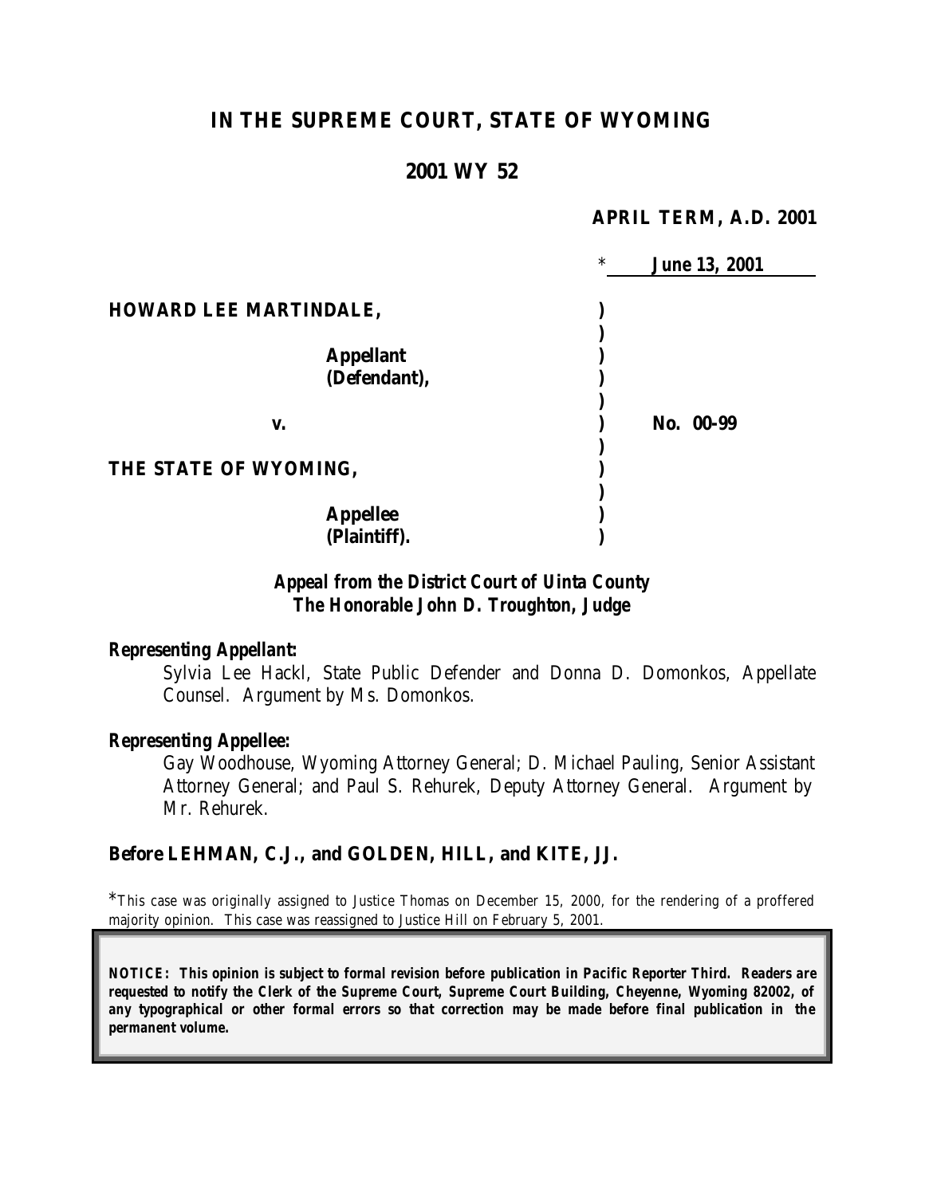# IN THE SUPREME COURT, STATE OF WYOMING

## 2001 WY 52

**APRIL TERM, A.D. 2001**

\* **June 13, 2001**

| | | |
|---|---|---|
| **HOWARD LEE MARTINDALE,** | ) | |
| | ) | |
| **Appellant (Defendant),** | ) | |
| | ) | |
| **v.** | ) | **No. 00-99** |
| | ) | |
| **THE STATE OF WYOMING,** | ) | |
| | ) | |
| **Appellee (Plaintiff).** | ) | |

***Appeal from the District Court of Uinta County***
***The Honorable John D. Troughton, Judge***

***Representing Appellant:***

Sylvia Lee Hackl, State Public Defender and Donna D. Domonkos, Appellate Counsel. Argument by Ms. Domonkos.

***Representing Appellee:***

Gay Woodhouse, Wyoming Attorney General; D. Michael Pauling, Senior Assistant Attorney General; and Paul S. Rehurek, Deputy Attorney General. Argument by Mr. Rehurek.

**Before LEHMAN, C.J., and GOLDEN, HILL, and KITE, JJ.**

\*This case was originally assigned to Justice Thomas on December 15, 2000, for the rendering of a proffered majority opinion. This case was reassigned to Justice Hill on February 5, 2001.

***NOTICE: This opinion is subject to formal revision before publication in Pacific Reporter Third. Readers are requested to notify the Clerk of the Supreme Court, Supreme Court Building, Cheyenne, Wyoming 82002, of any typographical or other formal errors so that correction may be made before final publication in the permanent volume.***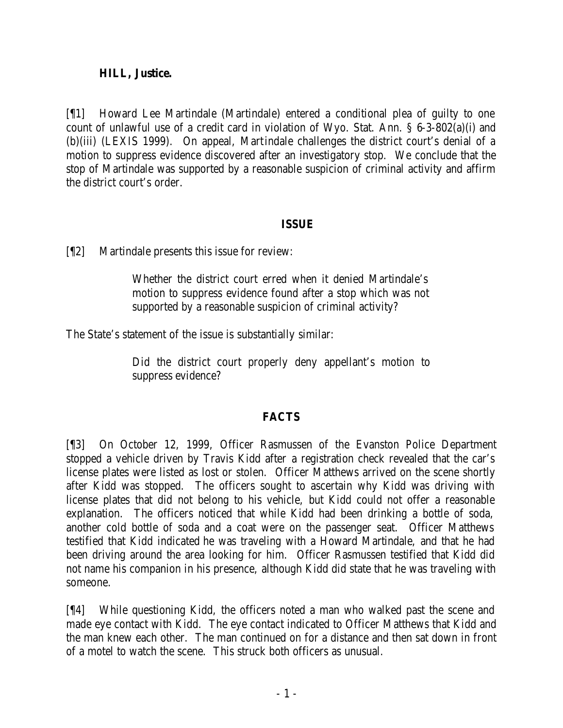**HILL, Justice.**

[¶1] Howard Lee Martindale (Martindale) entered a conditional plea of guilty to one count of unlawful use of a credit card in violation of Wyo. Stat. Ann. § 6-3-802(a)(i) and (b)(iii) (LEXIS 1999). On appeal, Martindale challenges the district court's denial of a motion to suppress evidence discovered after an investigatory stop. We conclude that the stop of Martindale was supported by a reasonable suspicion of criminal activity and affirm the district court's order.

## ISSUE

[¶2] Martindale presents this issue for review:

> Whether the district court erred when it denied Martindale's motion to suppress evidence found after a stop which was not supported by a reasonable suspicion of criminal activity?

The State's statement of the issue is substantially similar:

> Did the district court properly deny appellant's motion to suppress evidence?

## FACTS

[¶3] On October 12, 1999, Officer Rasmussen of the Evanston Police Department stopped a vehicle driven by Travis Kidd after a registration check revealed that the car's license plates were listed as lost or stolen. Officer Matthews arrived on the scene shortly after Kidd was stopped. The officers sought to ascertain why Kidd was driving with license plates that did not belong to his vehicle, but Kidd could not offer a reasonable explanation. The officers noticed that while Kidd had been drinking a bottle of soda, another cold bottle of soda and a coat were on the passenger seat. Officer Matthews testified that Kidd indicated he was traveling with a Howard Martindale, and that he had been driving around the area looking for him. Officer Rasmussen testified that Kidd did not name his companion in his presence, although Kidd did state that he was traveling with someone.

[¶4] While questioning Kidd, the officers noted a man who walked past the scene and made eye contact with Kidd. The eye contact indicated to Officer Matthews that Kidd and the man knew each other. The man continued on for a distance and then sat down in front of a motel to watch the scene. This struck both officers as unusual.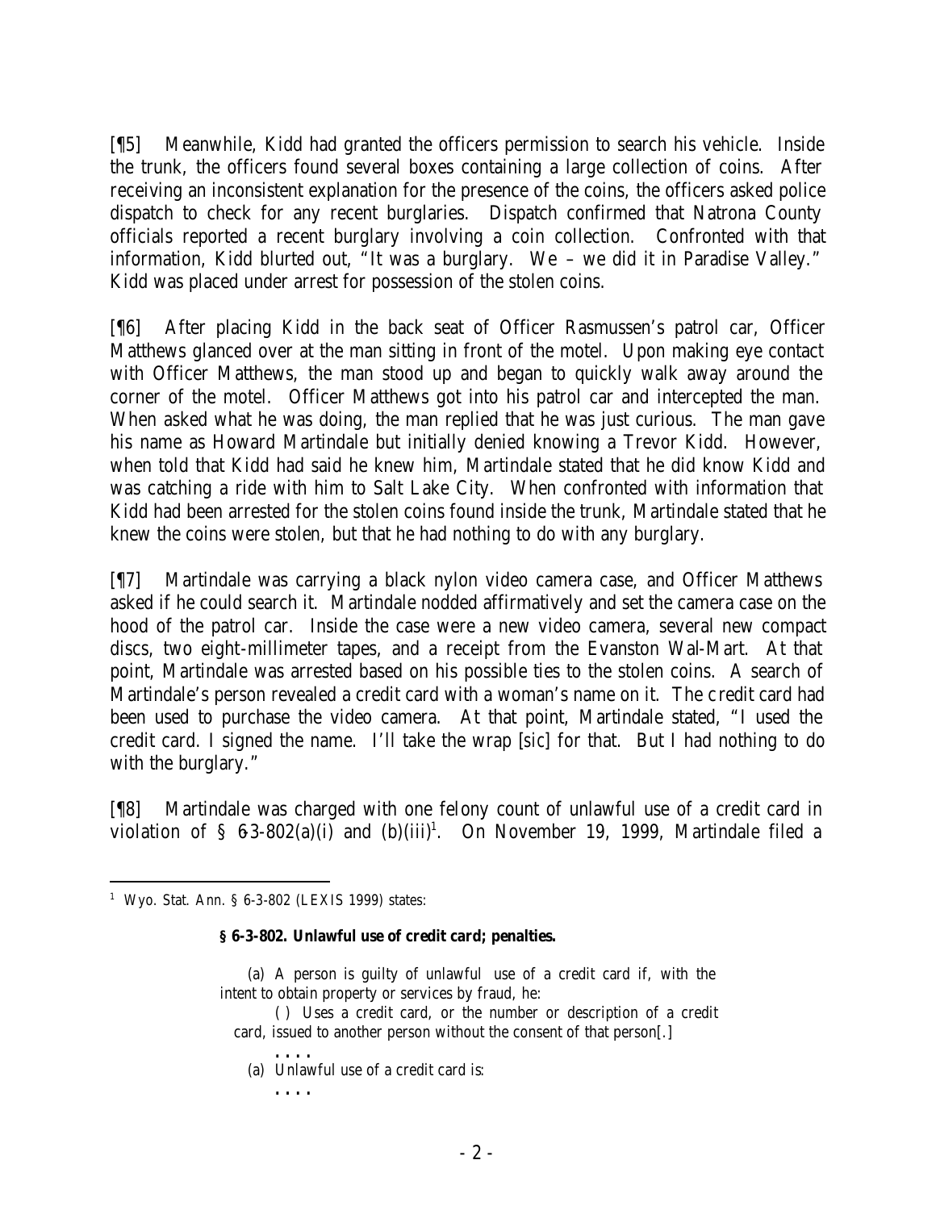[¶5] Meanwhile, Kidd had granted the officers permission to search his vehicle. Inside the trunk, the officers found several boxes containing a large collection of coins. After receiving an inconsistent explanation for the presence of the coins, the officers asked police dispatch to check for any recent burglaries. Dispatch confirmed that Natrona County officials reported a recent burglary involving a coin collection. Confronted with that information, Kidd blurted out, "It was a burglary. We – we did it in Paradise Valley." Kidd was placed under arrest for possession of the stolen coins.

[¶6] After placing Kidd in the back seat of Officer Rasmussen's patrol car, Officer Matthews glanced over at the man sitting in front of the motel. Upon making eye contact with Officer Matthews, the man stood up and began to quickly walk away around the corner of the motel. Officer Matthews got into his patrol car and intercepted the man. When asked what he was doing, the man replied that he was just curious. The man gave his name as Howard Martindale but initially denied knowing a Trevor Kidd. However, when told that Kidd had said he knew him, Martindale stated that he did know Kidd and was catching a ride with him to Salt Lake City. When confronted with information that Kidd had been arrested for the stolen coins found inside the trunk, Martindale stated that he knew the coins were stolen, but that he had nothing to do with any burglary.

[¶7] Martindale was carrying a black nylon video camera case, and Officer Matthews asked if he could search it. Martindale nodded affirmatively and set the camera case on the hood of the patrol car. Inside the case were a new video camera, several new compact discs, two eight-millimeter tapes, and a receipt from the Evanston Wal-Mart. At that point, Martindale was arrested based on his possible ties to the stolen coins. A search of Martindale's person revealed a credit card with a woman's name on it. The credit card had been used to purchase the video camera. At that point, Martindale stated, "I used the credit card. I signed the name. I'll take the wrap [sic] for that. But I had nothing to do with the burglary."

[¶8] Martindale was charged with one felony count of unlawful use of a credit card in violation of § 6-3-802(a)(i) and (b)(iii)[1]. On November 19, 1999, Martindale filed a

---

[1] Wyo. Stat. Ann. § 6-3-802 (LEXIS 1999) states:

> **§ 6-3-802. Unlawful use of credit card; penalties.**
>
> (a) A person is guilty of unlawful use of a credit card if, with the intent to obtain property or services by fraud, he:
>
> ( ) Uses a credit card, or the number or description of a credit card, issued to another person without the consent of that person[.]
>
> . . . .
>
> (a) Unlawful use of a credit card is:
>
> . . . .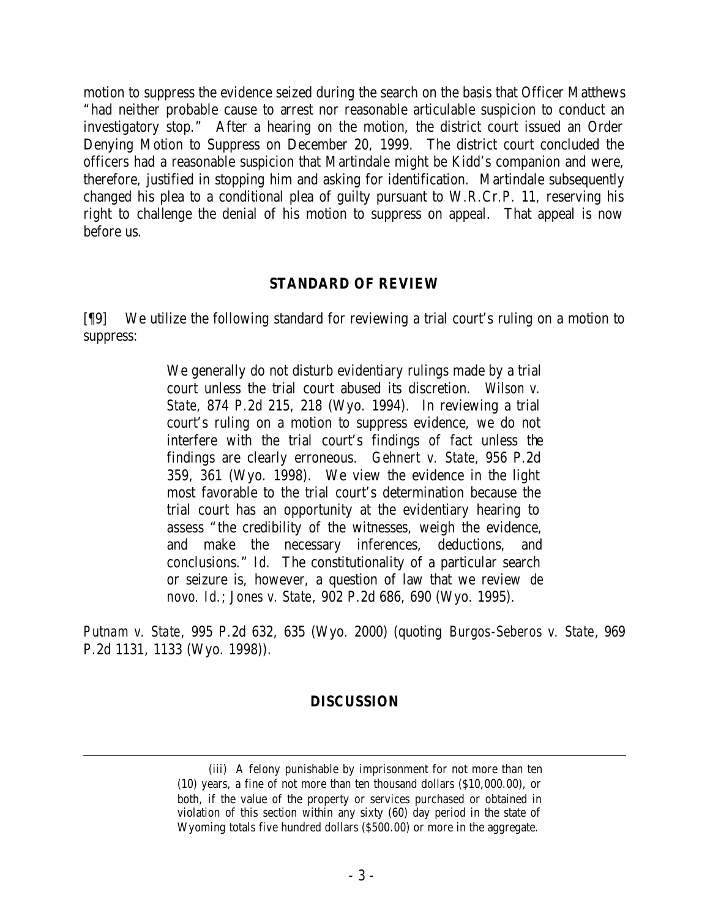motion to suppress the evidence seized during the search on the basis that Officer Matthews "had neither probable cause to arrest nor reasonable articulable suspicion to conduct an investigatory stop." After a hearing on the motion, the district court issued an Order Denying Motion to Suppress on December 20, 1999. The district court concluded the officers had a reasonable suspicion that Martindale might be Kidd's companion and were, therefore, justified in stopping him and asking for identification. Martindale subsequently changed his plea to a conditional plea of guilty pursuant to W.R.Cr.P. 11, reserving his right to challenge the denial of his motion to suppress on appeal. That appeal is now before us.

## STANDARD OF REVIEW

[¶9] We utilize the following standard for reviewing a trial court's ruling on a motion to suppress:

> We generally do not disturb evidentiary rulings made by a trial court unless the trial court abused its discretion. *Wilson v. State*, 874 P.2d 215, 218 (Wyo. 1994). In reviewing a trial court's ruling on a motion to suppress evidence, we do not interfere with the trial court's findings of fact unless the findings are clearly erroneous. *Gehnert v. State*, 956 P.2d 359, 361 (Wyo. 1998). We view the evidence in the light most favorable to the trial court's determination because the trial court has an opportunity at the evidentiary hearing to assess "the credibility of the witnesses, weigh the evidence, and make the necessary inferences, deductions, and conclusions." *Id.* The constitutionality of a particular search or seizure is, however, a question of law that we review *de novo*. *Id.*; *Jones v. State*, 902 P.2d 686, 690 (Wyo. 1995).

*Putnam v. State*, 995 P.2d 632, 635 (Wyo. 2000) (quoting *Burgos-Seberos v. State*, 969 P.2d 1131, 1133 (Wyo. 1998)).

## DISCUSSION

---

(iii) A felony punishable by imprisonment for not more than ten (10) years, a fine of not more than ten thousand dollars ($10,000.00), or both, if the value of the property or services purchased or obtained in violation of this section within any sixty (60) day period in the state of Wyoming totals five hundred dollars ($500.00) or more in the aggregate.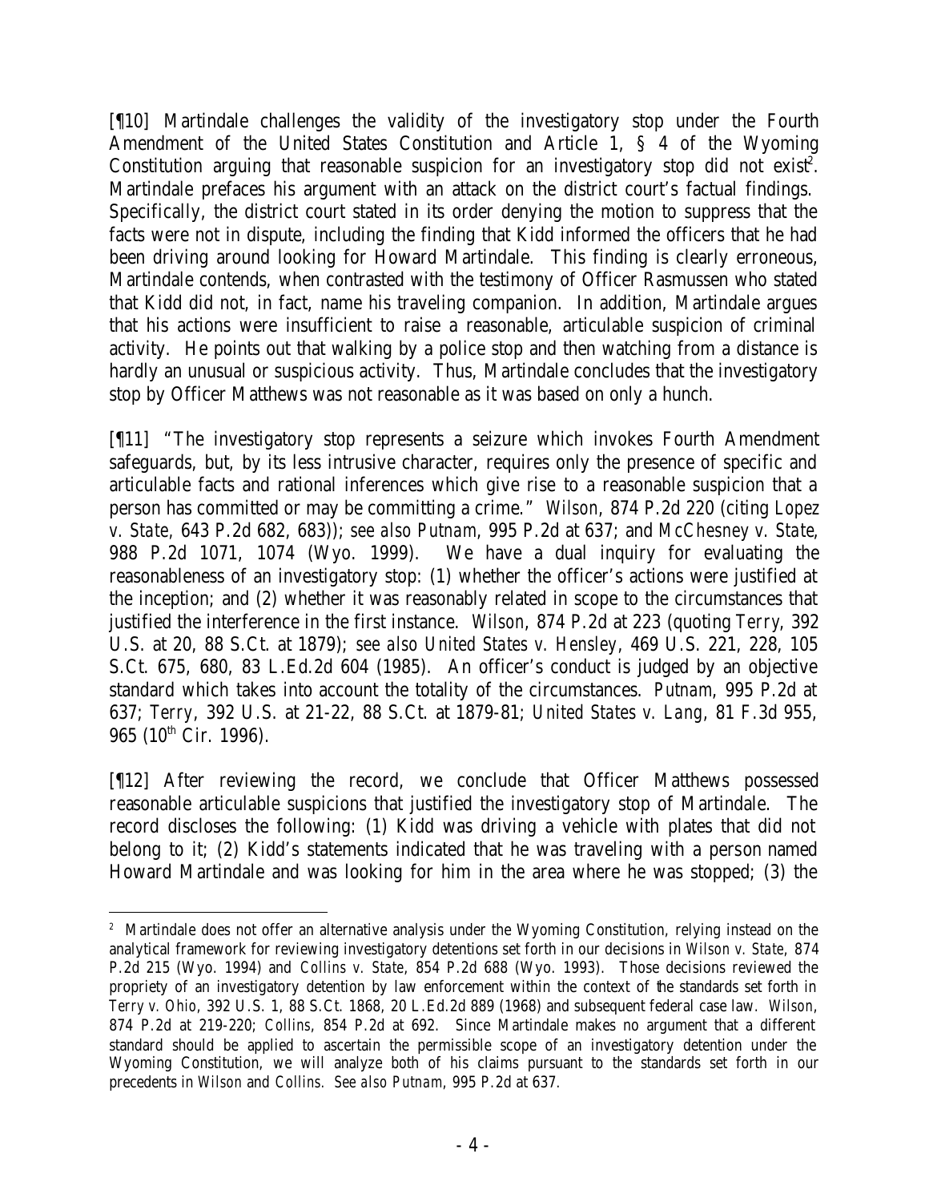[¶10] Martindale challenges the validity of the investigatory stop under the Fourth Amendment of the United States Constitution and Article 1, § 4 of the Wyoming Constitution arguing that reasonable suspicion for an investigatory stop did not exist[2]. Martindale prefaces his argument with an attack on the district court's factual findings. Specifically, the district court stated in its order denying the motion to suppress that the facts were not in dispute, including the finding that Kidd informed the officers that he had been driving around looking for Howard Martindale. This finding is clearly erroneous, Martindale contends, when contrasted with the testimony of Officer Rasmussen who stated that Kidd did not, in fact, name his traveling companion. In addition, Martindale argues that his actions were insufficient to raise a reasonable, articulable suspicion of criminal activity. He points out that walking by a police stop and then watching from a distance is hardly an unusual or suspicious activity. Thus, Martindale concludes that the investigatory stop by Officer Matthews was not reasonable as it was based on only a hunch.

[¶11] "The investigatory stop represents a seizure which invokes Fourth Amendment safeguards, but, by its less intrusive character, requires only the presence of specific and articulable facts and rational inferences which give rise to a reasonable suspicion that a person has committed or may be committing a crime." *Wilson*, 874 P.2d 220 (citing *Lopez v. State*, 643 P.2d 682, 683)); *see also Putnam*, 995 P.2d at 637; and *McChesney v. State*, 988 P.2d 1071, 1074 (Wyo. 1999). We have a dual inquiry for evaluating the reasonableness of an investigatory stop: (1) whether the officer's actions were justified at the inception; and (2) whether it was reasonably related in scope to the circumstances that justified the interference in the first instance. *Wilson*, 874 P.2d at 223 (quoting *Terry*, 392 U.S. at 20, 88 S.Ct. at 1879); *see also United States v. Hensley*, 469 U.S. 221, 228, 105 S.Ct. 675, 680, 83 L.Ed.2d 604 (1985). An officer's conduct is judged by an objective standard which takes into account the totality of the circumstances. *Putnam*, 995 P.2d at 637; *Terry*, 392 U.S. at 21-22, 88 S.Ct. at 1879-81; *United States v. Lang*, 81 F.3d 955, 965 (10th Cir. 1996).

[¶12] After reviewing the record, we conclude that Officer Matthews possessed reasonable articulable suspicions that justified the investigatory stop of Martindale. The record discloses the following: (1) Kidd was driving a vehicle with plates that did not belong to it; (2) Kidd's statements indicated that he was traveling with a person named Howard Martindale and was looking for him in the area where he was stopped; (3) the

---

[2] Martindale does not offer an alternative analysis under the Wyoming Constitution, relying instead on the analytical framework for reviewing investigatory detentions set forth in our decisions in *Wilson v. State*, 874 P.2d 215 (Wyo. 1994) and *Collins v. State*, 854 P.2d 688 (Wyo. 1993). Those decisions reviewed the propriety of an investigatory detention by law enforcement within the context of the standards set forth in *Terry v. Ohio*, 392 U.S. 1, 88 S.Ct. 1868, 20 L.Ed.2d 889 (1968) and subsequent federal case law. *Wilson*, 874 P.2d at 219-220; *Collins*, 854 P.2d at 692. Since Martindale makes no argument that a different standard should be applied to ascertain the permissible scope of an investigatory detention under the Wyoming Constitution, we will analyze both of his claims pursuant to the standards set forth in our precedents in *Wilson* and *Collins*. *See also Putnam*, 995 P.2d at 637.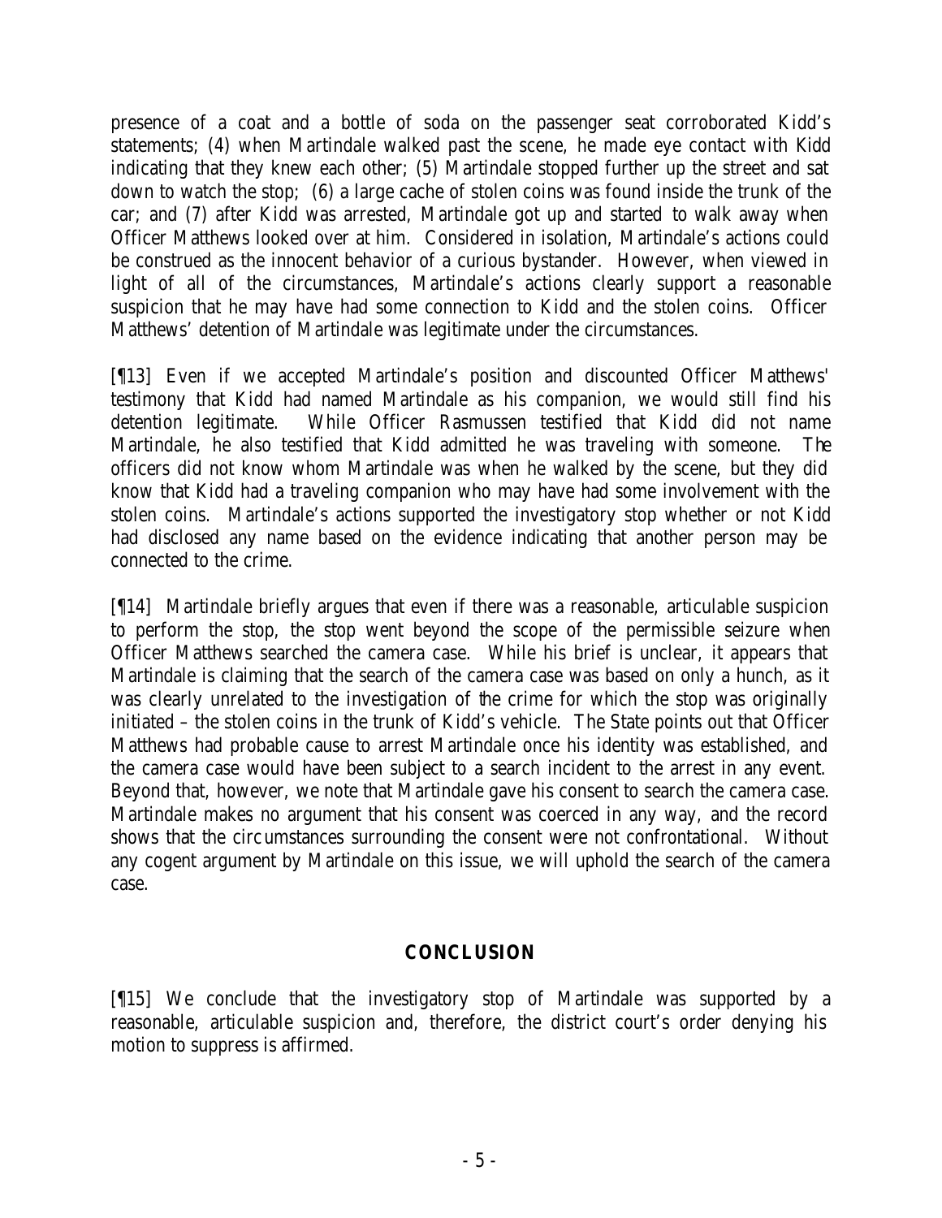presence of a coat and a bottle of soda on the passenger seat corroborated Kidd's statements; (4) when Martindale walked past the scene, he made eye contact with Kidd indicating that they knew each other; (5) Martindale stopped further up the street and sat down to watch the stop; (6) a large cache of stolen coins was found inside the trunk of the car; and (7) after Kidd was arrested, Martindale got up and started to walk away when Officer Matthews looked over at him. Considered in isolation, Martindale's actions could be construed as the innocent behavior of a curious bystander. However, when viewed in light of all of the circumstances, Martindale's actions clearly support a reasonable suspicion that he may have had some connection to Kidd and the stolen coins. Officer Matthews' detention of Martindale was legitimate under the circumstances.

[¶13] Even if we accepted Martindale's position and discounted Officer Matthews' testimony that Kidd had named Martindale as his companion, we would still find his detention legitimate. While Officer Rasmussen testified that Kidd did not name Martindale, he also testified that Kidd admitted he was traveling with someone. The officers did not know whom Martindale was when he walked by the scene, but they did know that Kidd had a traveling companion who may have had some involvement with the stolen coins. Martindale's actions supported the investigatory stop whether or not Kidd had disclosed any name based on the evidence indicating that another person may be connected to the crime.

[¶14] Martindale briefly argues that even if there was a reasonable, articulable suspicion to perform the stop, the stop went beyond the scope of the permissible seizure when Officer Matthews searched the camera case. While his brief is unclear, it appears that Martindale is claiming that the search of the camera case was based on only a hunch, as it was clearly unrelated to the investigation of the crime for which the stop was originally initiated – the stolen coins in the trunk of Kidd's vehicle. The State points out that Officer Matthews had probable cause to arrest Martindale once his identity was established, and the camera case would have been subject to a search incident to the arrest in any event. Beyond that, however, we note that Martindale gave his consent to search the camera case. Martindale makes no argument that his consent was coerced in any way, and the record shows that the circumstances surrounding the consent were not confrontational. Without any cogent argument by Martindale on this issue, we will uphold the search of the camera case.

## CONCLUSION

[¶15] We conclude that the investigatory stop of Martindale was supported by a reasonable, articulable suspicion and, therefore, the district court's order denying his motion to suppress is affirmed.